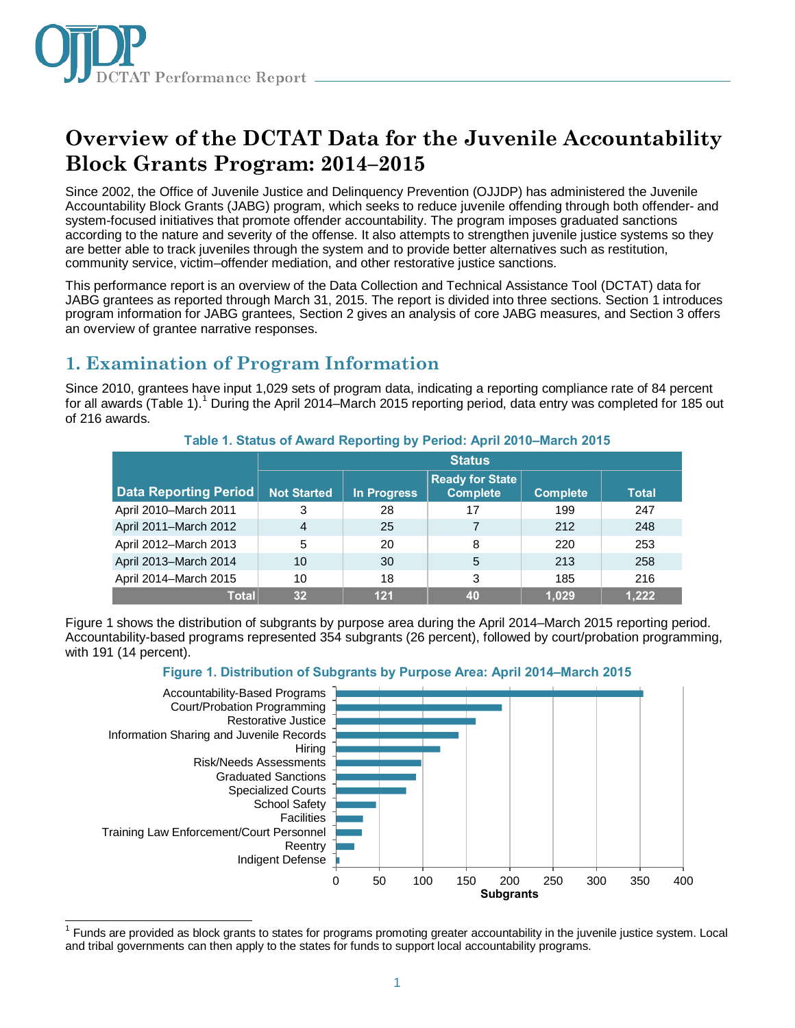# Overview of the DCTAT Data for the Juvenile Accountability Block Grants Program: 2014–2015

Since 2002, the Office of Juvenile Justice and Delinquency Prevention (OJJDP) has administered the Juvenile Accountability Block Grants (JABG) program, which seeks to reduce juvenile offending through both offender- and system-focused initiatives that promote offender accountability. The program imposes graduated sanctions according to the nature and severity of the offense. It also attempts to strengthen juvenile justice systems so they are better able to track juveniles through the system and to provide better alternatives such as restitution, community service, victim–offender mediation, and other restorative justice sanctions.

This performance report is an overview of the Data Collection and Technical Assistance Tool (DCTAT) data for JABG grantees as reported through March 31, 2015. The report is divided into three sections. Section 1 introduces program information for JABG grantees, Section 2 gives an analysis of core JABG measures, and Section 3 offers an overview of grantee narrative responses.

## 1. Examination of Program Information

Since 2010, grantees have input 1,029 sets of program data, indicating a reporting compliance rate of 84 percent for all awards (Table 1).[1] During the April 2014–March 2015 reporting period, data entry was completed for 185 out of 216 awards.

**Table 1. Status of Award Reporting by Period: April 2010–March 2015**

| Data Reporting Period | Status | | | | |
|---|---|---|---|---|---|
| | Not Started | In Progress | Ready for State Complete | Complete | Total |
| April 2010–March 2011 | 3 | 28 | 17 | 199 | 247 |
| April 2011–March 2012 | 4 | 25 | 7 | 212 | 248 |
| April 2012–March 2013 | 5 | 20 | 8 | 220 | 253 |
| April 2013–March 2014 | 10 | 30 | 5 | 213 | 258 |
| April 2014–March 2015 | 10 | 18 | 3 | 185 | 216 |
| **Total** | **32** | **121** | **40** | **1,029** | **1,222** |

Figure 1 shows the distribution of subgrants by purpose area during the April 2014–March 2015 reporting period. Accountability-based programs represented 354 subgrants (26 percent), followed by court/probation programming, with 191 (14 percent).

**Figure 1. Distribution of Subgrants by Purpose Area: April 2014–March 2015**

| Purpose Area | Subgrants (approx.) |
|---|---|
| Accountability-Based Programs | 354 |
| Court/Probation Programming | 191 |
| Restorative Justice | 160 |
| Information Sharing and Juvenile Records | 141 |
| Hiring | 120 |
| Risk/Needs Assessments | 98 |
| Graduated Sanctions | 92 |
| Specialized Courts | 81 |
| School Safety | 46 |
| Facilities | 31 |
| Training Law Enforcement/Court Personnel | 30 |
| Reentry | 21 |
| Indigent Defense | 4 |

[1] Funds are provided as block grants to states for programs promoting greater accountability in the juvenile justice system. Local and tribal governments can then apply to the states for funds to support local accountability programs.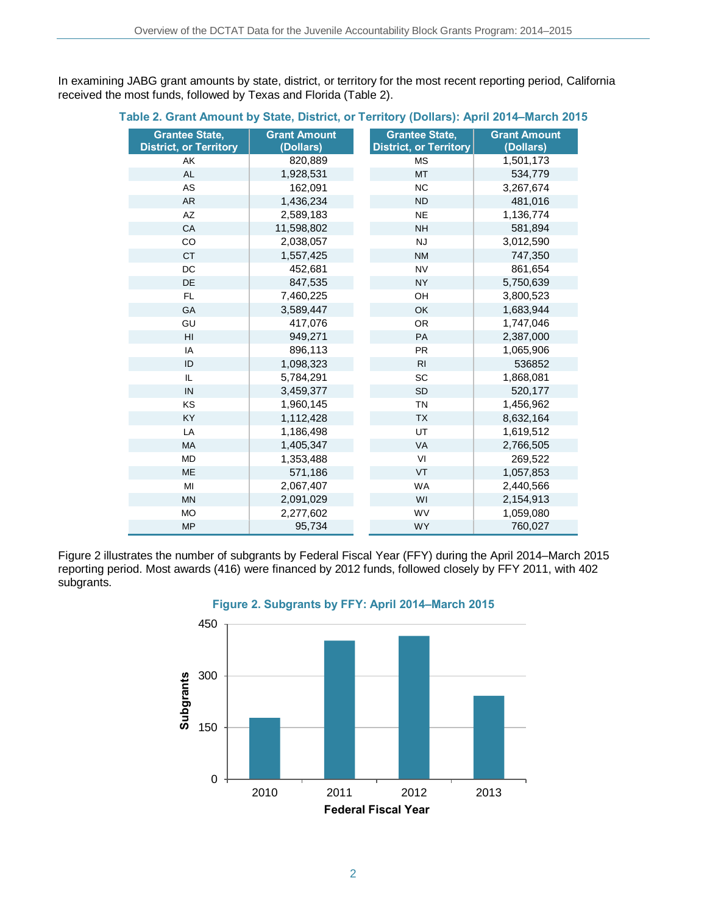In examining JABG grant amounts by state, district, or territory for the most recent reporting period, California received the most funds, followed by Texas and Florida (Table 2).

**Table 2. Grant Amount by State, District, or Territory (Dollars): April 2014–March 2015**

| Grantee State, District, or Territory | Grant Amount (Dollars) | Grantee State, District, or Territory | Grant Amount (Dollars) |
|---|---|---|---|
| AK | 820,889 | MS | 1,501,173 |
| AL | 1,928,531 | MT | 534,779 |
| AS | 162,091 | NC | 3,267,674 |
| AR | 1,436,234 | ND | 481,016 |
| AZ | 2,589,183 | NE | 1,136,774 |
| CA | 11,598,802 | NH | 581,894 |
| CO | 2,038,057 | NJ | 3,012,590 |
| CT | 1,557,425 | NM | 747,350 |
| DC | 452,681 | NV | 861,654 |
| DE | 847,535 | NY | 5,750,639 |
| FL | 7,460,225 | OH | 3,800,523 |
| GA | 3,589,447 | OK | 1,683,944 |
| GU | 417,076 | OR | 1,747,046 |
| HI | 949,271 | PA | 2,387,000 |
| IA | 896,113 | PR | 1,065,906 |
| ID | 1,098,323 | RI | 536852 |
| IL | 5,784,291 | SC | 1,868,081 |
| IN | 3,459,377 | SD | 520,177 |
| KS | 1,960,145 | TN | 1,456,962 |
| KY | 1,112,428 | TX | 8,632,164 |
| LA | 1,186,498 | UT | 1,619,512 |
| MA | 1,405,347 | VA | 2,766,505 |
| MD | 1,353,488 | VI | 269,522 |
| ME | 571,186 | VT | 1,057,853 |
| MI | 2,067,407 | WA | 2,440,566 |
| MN | 2,091,029 | WI | 2,154,913 |
| MO | 2,277,602 | WV | 1,059,080 |
| MP | 95,734 | WY | 760,027 |

Figure 2 illustrates the number of subgrants by Federal Fiscal Year (FFY) during the April 2014–March 2015 reporting period. Most awards (416) were financed by 2012 funds, followed closely by FFY 2011, with 402 subgrants.

**Figure 2. Subgrants by FFY: April 2014–March 2015**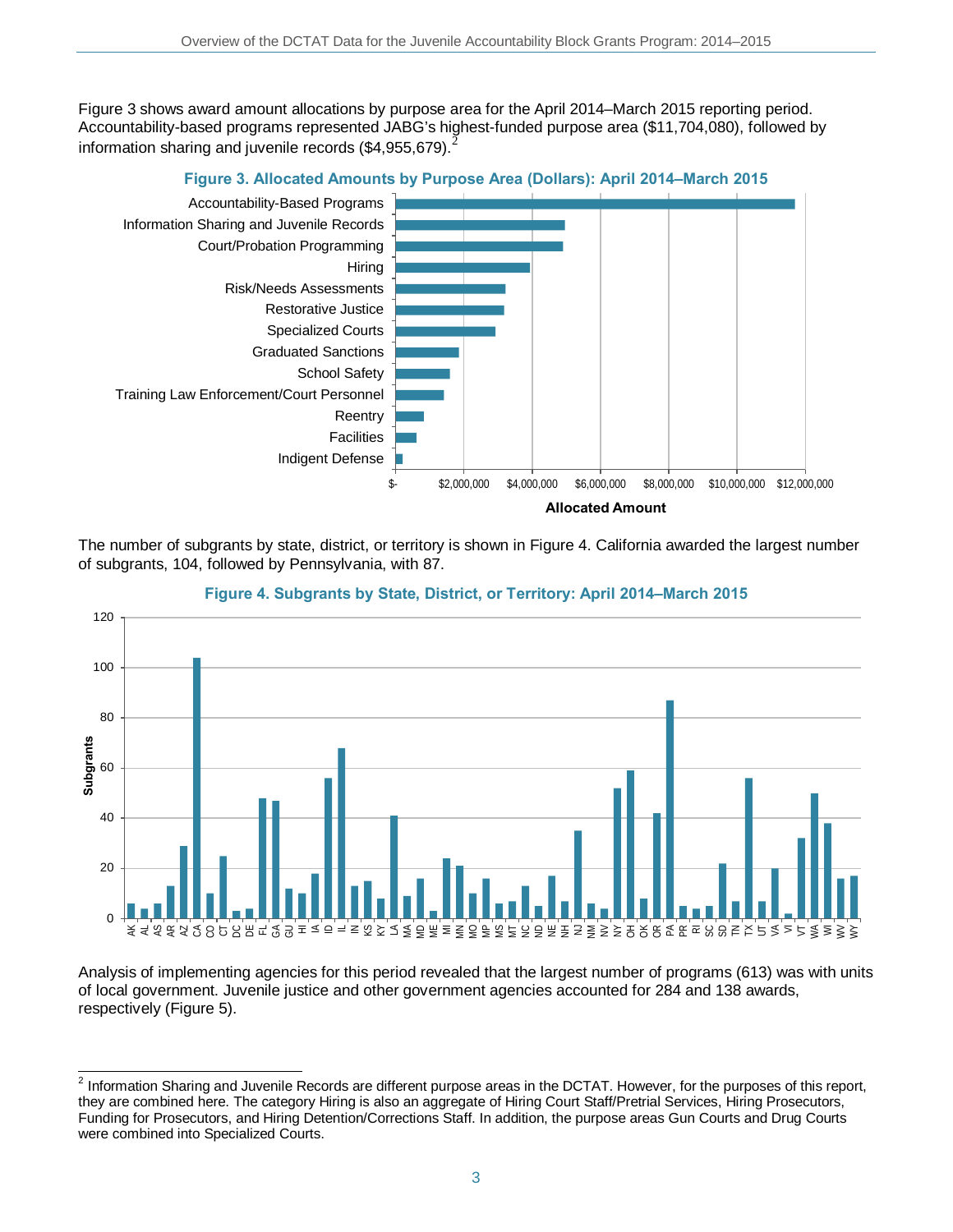Figure 3 shows award amount allocations by purpose area for the April 2014–March 2015 reporting period. Accountability-based programs represented JABG's highest-funded purpose area ($11,704,080), followed by information sharing and juvenile records ($4,955,679).[2]

**Figure 3. Allocated Amounts by Purpose Area (Dollars): April 2014–March 2015**

The number of subgrants by state, district, or territory is shown in Figure 4. California awarded the largest number of subgrants, 104, followed by Pennsylvania, with 87.

**Figure 4. Subgrants by State, District, or Territory: April 2014–March 2015**

Analysis of implementing agencies for this period revealed that the largest number of programs (613) was with units of local government. Juvenile justice and other government agencies accounted for 284 and 138 awards, respectively (Figure 5).

---

[2] Information Sharing and Juvenile Records are different purpose areas in the DCTAT. However, for the purposes of this report, they are combined here. The category Hiring is also an aggregate of Hiring Court Staff/Pretrial Services, Hiring Prosecutors, Funding for Prosecutors, and Hiring Detention/Corrections Staff. In addition, the purpose areas Gun Courts and Drug Courts were combined into Specialized Courts.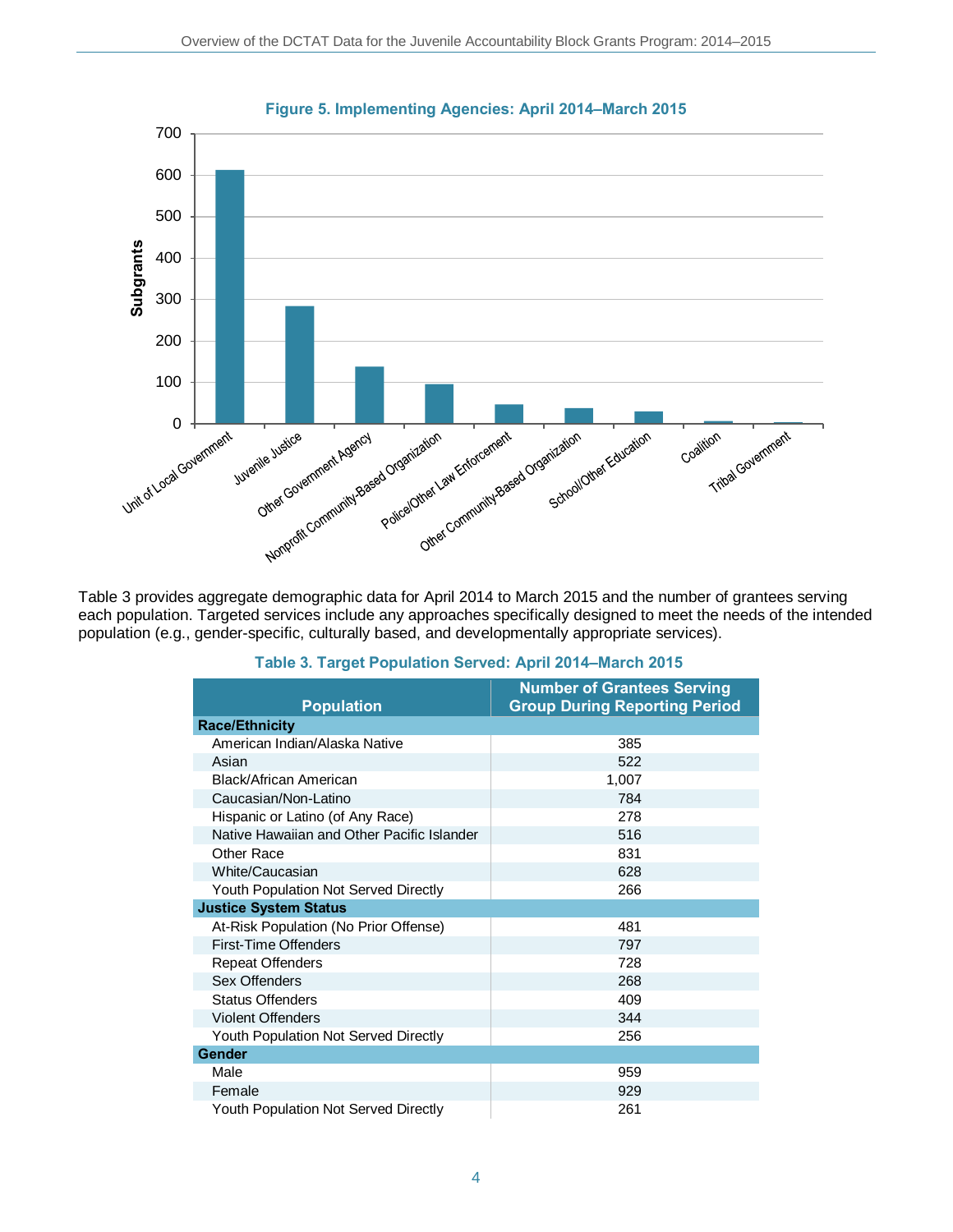**Figure 5. Implementing Agencies: April 2014–March 2015**

Table 3 provides aggregate demographic data for April 2014 to March 2015 and the number of grantees serving each population. Targeted services include any approaches specifically designed to meet the needs of the intended population (e.g., gender-specific, culturally based, and developmentally appropriate services).

**Table 3. Target Population Served: April 2014–March 2015**

| Population | Number of Grantees Serving Group During Reporting Period |
|---|---|
| **Race/Ethnicity** | |
| American Indian/Alaska Native | 385 |
| Asian | 522 |
| Black/African American | 1,007 |
| Caucasian/Non-Latino | 784 |
| Hispanic or Latino (of Any Race) | 278 |
| Native Hawaiian and Other Pacific Islander | 516 |
| Other Race | 831 |
| White/Caucasian | 628 |
| Youth Population Not Served Directly | 266 |
| **Justice System Status** | |
| At-Risk Population (No Prior Offense) | 481 |
| First-Time Offenders | 797 |
| Repeat Offenders | 728 |
| Sex Offenders | 268 |
| Status Offenders | 409 |
| Violent Offenders | 344 |
| Youth Population Not Served Directly | 256 |
| **Gender** | |
| Male | 959 |
| Female | 929 |
| Youth Population Not Served Directly | 261 |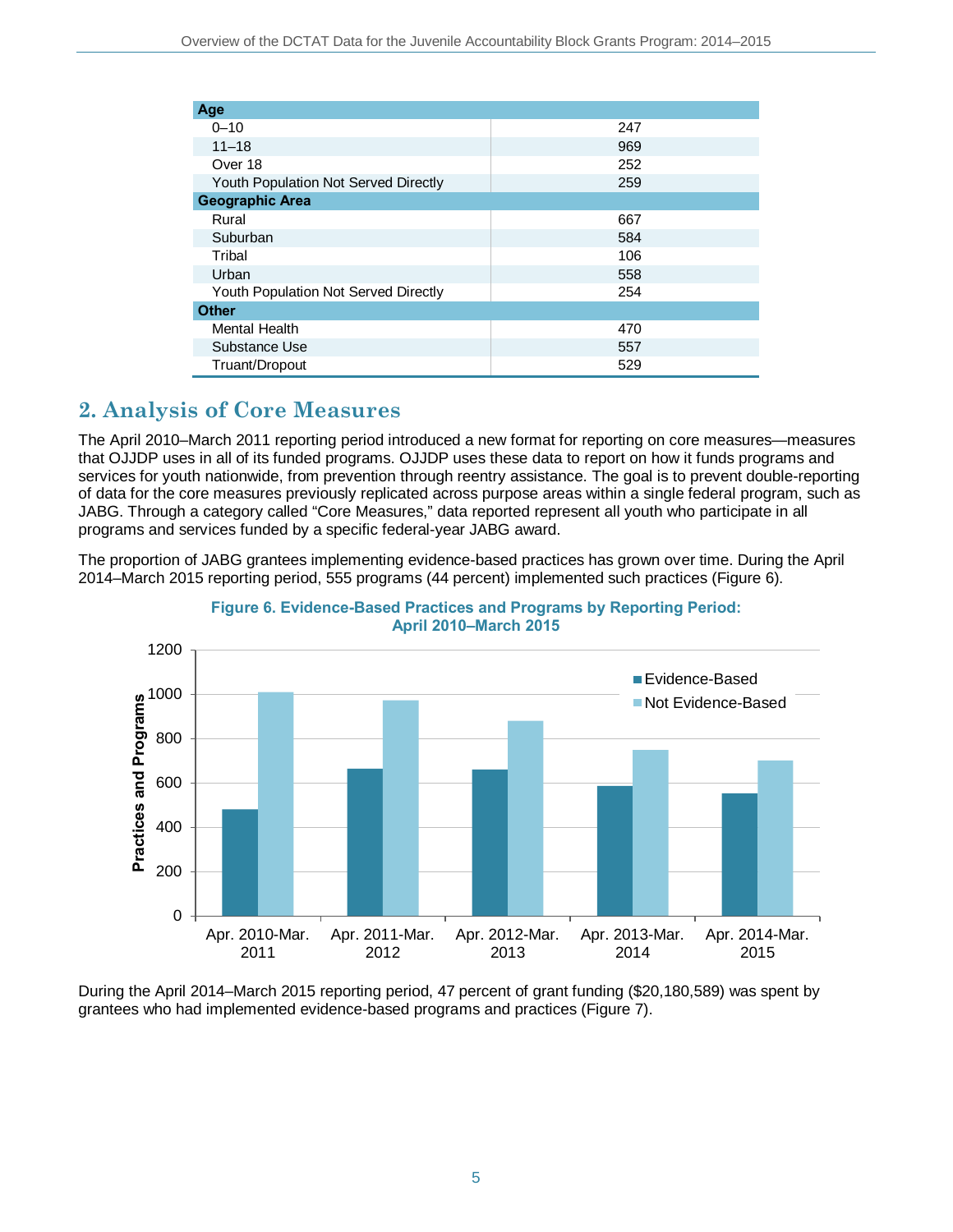| Age | |
|---|---|
| 0–10 | 247 |
| 11–18 | 969 |
| Over 18 | 252 |
| Youth Population Not Served Directly | 259 |
| **Geographic Area** | |
| Rural | 667 |
| Suburban | 584 |
| Tribal | 106 |
| Urban | 558 |
| Youth Population Not Served Directly | 254 |
| **Other** | |
| Mental Health | 470 |
| Substance Use | 557 |
| Truant/Dropout | 529 |

## 2. Analysis of Core Measures

The April 2010–March 2011 reporting period introduced a new format for reporting on core measures—measures that OJJDP uses in all of its funded programs. OJJDP uses these data to report on how it funds programs and services for youth nationwide, from prevention through reentry assistance. The goal is to prevent double-reporting of data for the core measures previously replicated across purpose areas within a single federal program, such as JABG. Through a category called "Core Measures," data reported represent all youth who participate in all programs and services funded by a specific federal-year JABG award.

The proportion of JABG grantees implementing evidence-based practices has grown over time. During the April 2014–March 2015 reporting period, 555 programs (44 percent) implemented such practices (Figure 6).

**Figure 6. Evidence-Based Practices and Programs by Reporting Period: April 2010–March 2015**

During the April 2014–March 2015 reporting period, 47 percent of grant funding ($20,180,589) was spent by grantees who had implemented evidence-based programs and practices (Figure 7).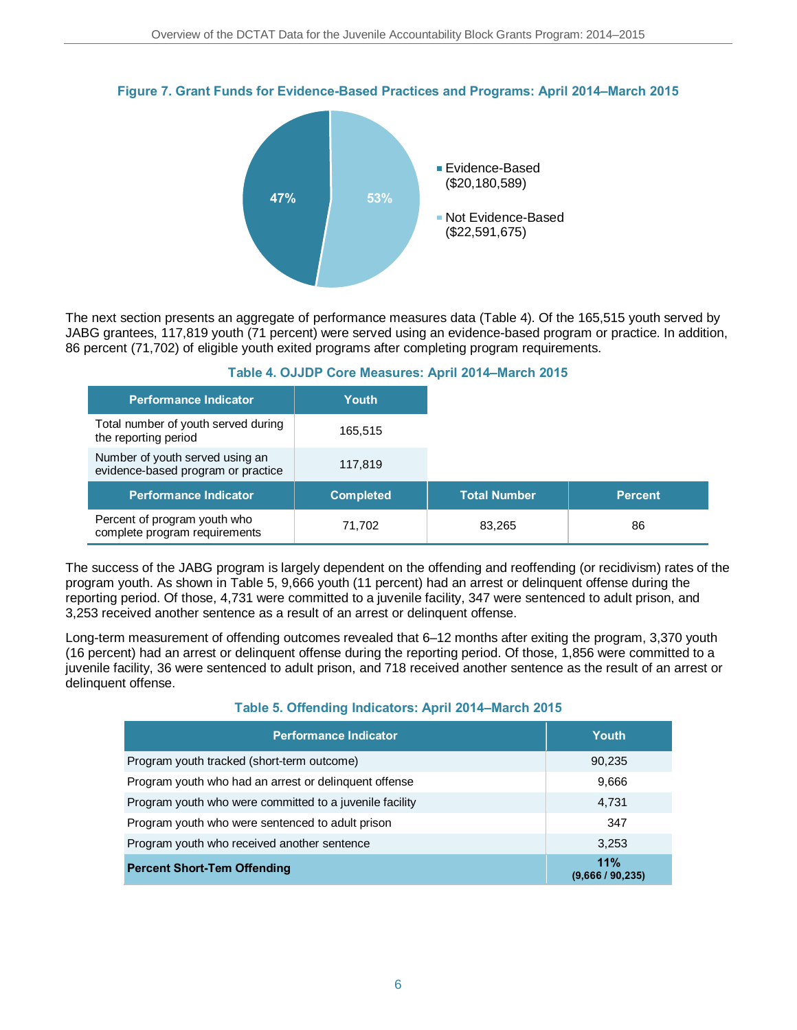**Figure 7. Grant Funds for Evidence-Based Practices and Programs: April 2014–March 2015**

- Evidence-Based ($20,180,589) — 47%
- Not Evidence-Based ($22,591,675) — 53%

The next section presents an aggregate of performance measures data (Table 4). Of the 165,515 youth served by JABG grantees, 117,819 youth (71 percent) were served using an evidence-based program or practice. In addition, 86 percent (71,702) of eligible youth exited programs after completing program requirements.

**Table 4. OJJDP Core Measures: April 2014–March 2015**

| Performance Indicator | Youth | | |
|---|---|---|---|
| Total number of youth served during the reporting period | 165,515 | | |
| Number of youth served using an evidence-based program or practice | 117,819 | | |
| **Performance Indicator** | **Completed** | **Total Number** | **Percent** |
| Percent of program youth who complete program requirements | 71,702 | 83,265 | 86 |

The success of the JABG program is largely dependent on the offending and reoffending (or recidivism) rates of the program youth. As shown in Table 5, 9,666 youth (11 percent) had an arrest or delinquent offense during the reporting period. Of those, 4,731 were committed to a juvenile facility, 347 were sentenced to adult prison, and 3,253 received another sentence as a result of an arrest or delinquent offense.

Long-term measurement of offending outcomes revealed that 6–12 months after exiting the program, 3,370 youth (16 percent) had an arrest or delinquent offense during the reporting period. Of those, 1,856 were committed to a juvenile facility, 36 were sentenced to adult prison, and 718 received another sentence as the result of an arrest or delinquent offense.

**Table 5. Offending Indicators: April 2014–March 2015**

| Performance Indicator | Youth |
|---|---|
| Program youth tracked (short-term outcome) | 90,235 |
| Program youth who had an arrest or delinquent offense | 9,666 |
| Program youth who were committed to a juvenile facility | 4,731 |
| Program youth who were sentenced to adult prison | 347 |
| Program youth who received another sentence | 3,253 |
| **Percent Short-Tem Offending** | **11% (9,666 / 90,235)** |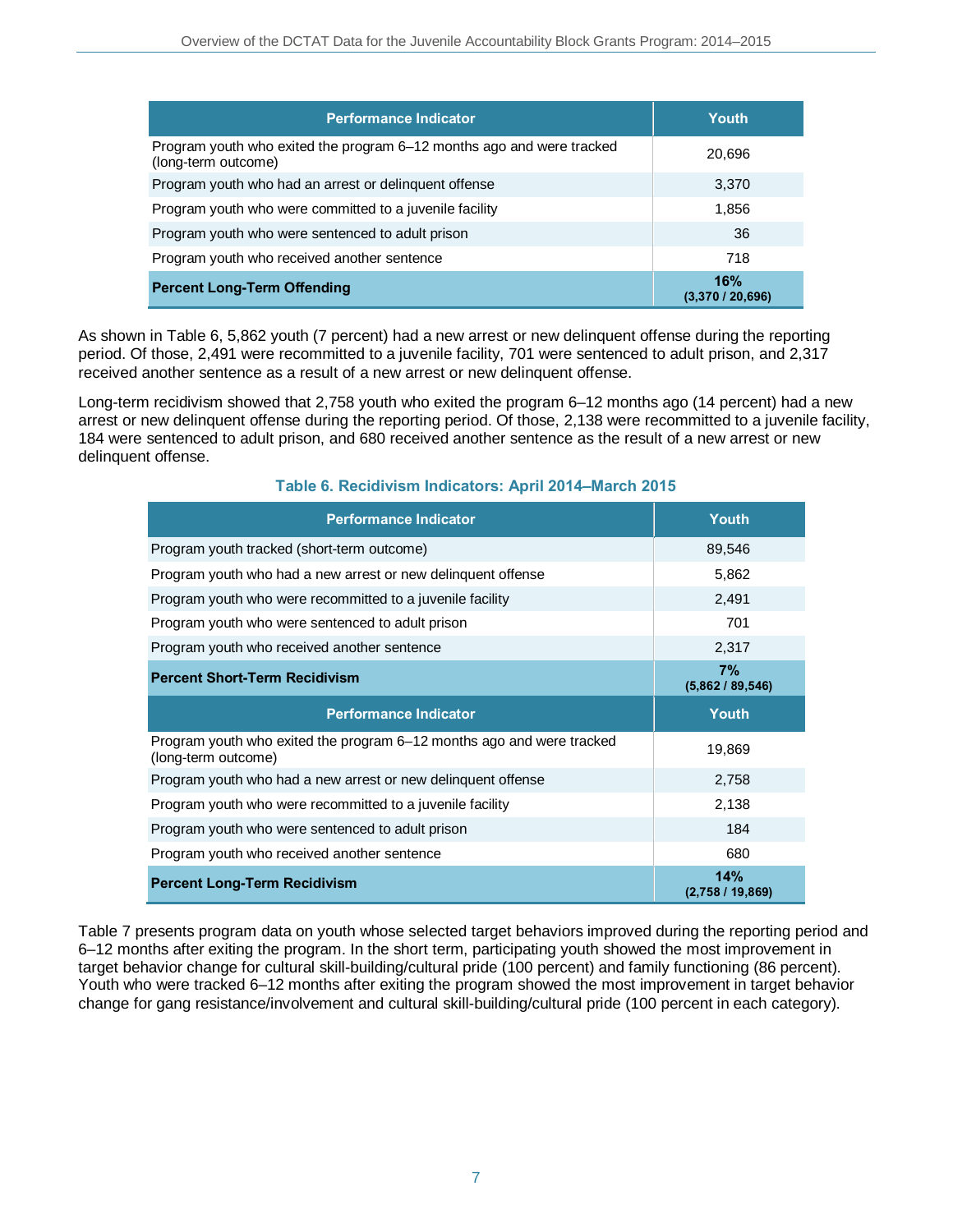| Performance Indicator | Youth |
|---|---|
| Program youth who exited the program 6–12 months ago and were tracked (long-term outcome) | 20,696 |
| Program youth who had an arrest or delinquent offense | 3,370 |
| Program youth who were committed to a juvenile facility | 1,856 |
| Program youth who were sentenced to adult prison | 36 |
| Program youth who received another sentence | 718 |
| **Percent Long-Term Offending** | **16%** **(3,370 / 20,696)** |

As shown in Table 6, 5,862 youth (7 percent) had a new arrest or new delinquent offense during the reporting period. Of those, 2,491 were recommitted to a juvenile facility, 701 were sentenced to adult prison, and 2,317 received another sentence as a result of a new arrest or new delinquent offense.

Long-term recidivism showed that 2,758 youth who exited the program 6–12 months ago (14 percent) had a new arrest or new delinquent offense during the reporting period. Of those, 2,138 were recommitted to a juvenile facility, 184 were sentenced to adult prison, and 680 received another sentence as the result of a new arrest or new delinquent offense.

**Table 6. Recidivism Indicators: April 2014–March 2015**

| Performance Indicator | Youth |
|---|---|
| Program youth tracked (short-term outcome) | 89,546 |
| Program youth who had a new arrest or new delinquent offense | 5,862 |
| Program youth who were recommitted to a juvenile facility | 2,491 |
| Program youth who were sentenced to adult prison | 701 |
| Program youth who received another sentence | 2,317 |
| **Percent Short-Term Recidivism** | **7%** **(5,862 / 89,546)** |
| **Performance Indicator** | **Youth** |
| Program youth who exited the program 6–12 months ago and were tracked (long-term outcome) | 19,869 |
| Program youth who had a new arrest or new delinquent offense | 2,758 |
| Program youth who were recommitted to a juvenile facility | 2,138 |
| Program youth who were sentenced to adult prison | 184 |
| Program youth who received another sentence | 680 |
| **Percent Long-Term Recidivism** | **14%** **(2,758 / 19,869)** |

Table 7 presents program data on youth whose selected target behaviors improved during the reporting period and 6–12 months after exiting the program. In the short term, participating youth showed the most improvement in target behavior change for cultural skill-building/cultural pride (100 percent) and family functioning (86 percent). Youth who were tracked 6–12 months after exiting the program showed the most improvement in target behavior change for gang resistance/involvement and cultural skill-building/cultural pride (100 percent in each category).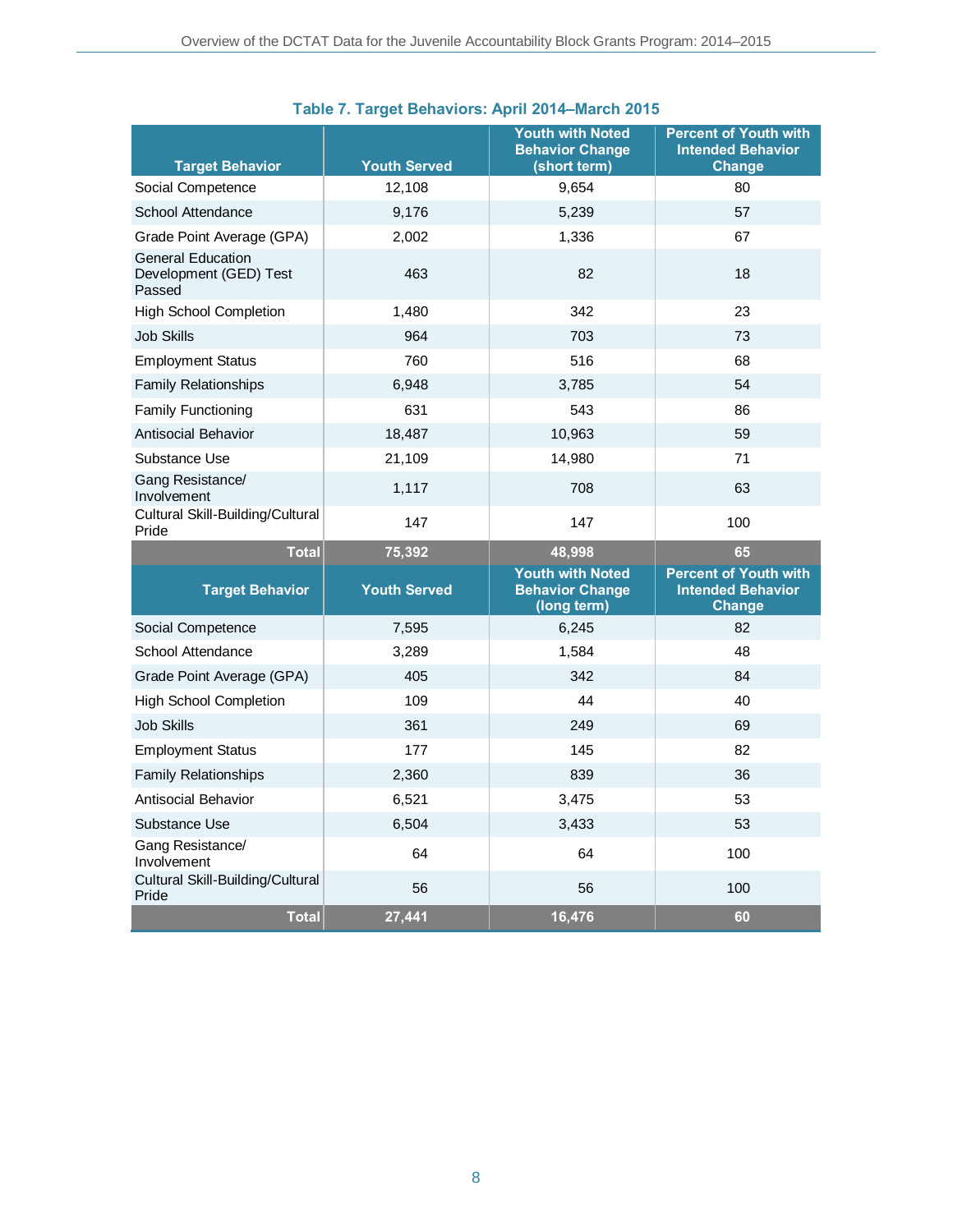**Table 7. Target Behaviors: April 2014–March 2015**

| Target Behavior | Youth Served | Youth with Noted Behavior Change (short term) | Percent of Youth with Intended Behavior Change |
|---|---|---|---|
| Social Competence | 12,108 | 9,654 | 80 |
| School Attendance | 9,176 | 5,239 | 57 |
| Grade Point Average (GPA) | 2,002 | 1,336 | 67 |
| General Education Development (GED) Test Passed | 463 | 82 | 18 |
| High School Completion | 1,480 | 342 | 23 |
| Job Skills | 964 | 703 | 73 |
| Employment Status | 760 | 516 | 68 |
| Family Relationships | 6,948 | 3,785 | 54 |
| Family Functioning | 631 | 543 | 86 |
| Antisocial Behavior | 18,487 | 10,963 | 59 |
| Substance Use | 21,109 | 14,980 | 71 |
| Gang Resistance/ Involvement | 1,117 | 708 | 63 |
| Cultural Skill-Building/Cultural Pride | 147 | 147 | 100 |
| **Total** | **75,392** | **48,998** | **65** |
| **Target Behavior** | **Youth Served** | **Youth with Noted Behavior Change (long term)** | **Percent of Youth with Intended Behavior Change** |
| Social Competence | 7,595 | 6,245 | 82 |
| School Attendance | 3,289 | 1,584 | 48 |
| Grade Point Average (GPA) | 405 | 342 | 84 |
| High School Completion | 109 | 44 | 40 |
| Job Skills | 361 | 249 | 69 |
| Employment Status | 177 | 145 | 82 |
| Family Relationships | 2,360 | 839 | 36 |
| Antisocial Behavior | 6,521 | 3,475 | 53 |
| Substance Use | 6,504 | 3,433 | 53 |
| Gang Resistance/ Involvement | 64 | 64 | 100 |
| Cultural Skill-Building/Cultural Pride | 56 | 56 | 100 |
| **Total** | **27,441** | **16,476** | **60** |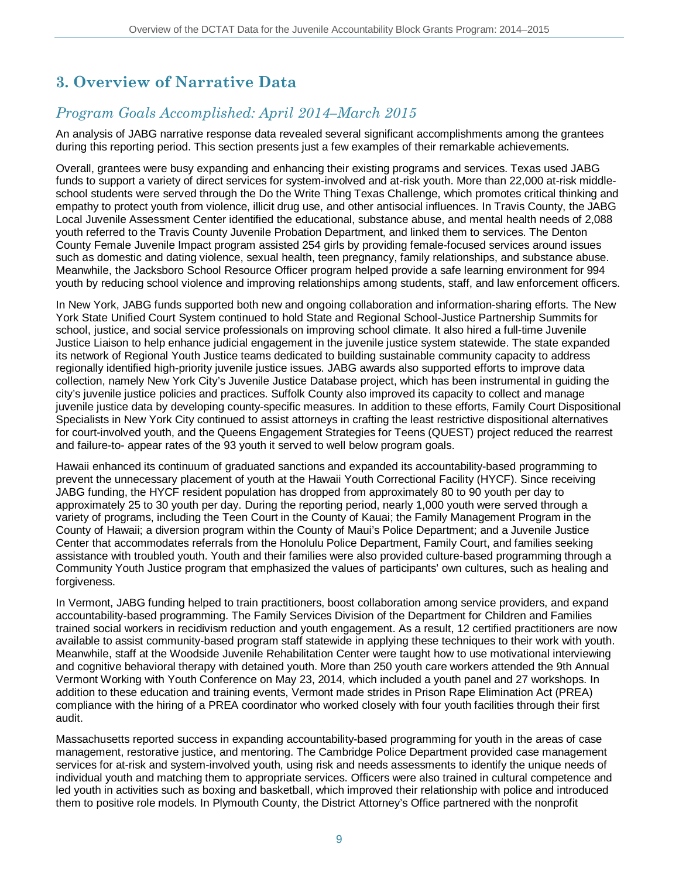## 3. Overview of Narrative Data

### *Program Goals Accomplished: April 2014–March 2015*

An analysis of JABG narrative response data revealed several significant accomplishments among the grantees during this reporting period. This section presents just a few examples of their remarkable achievements.

Overall, grantees were busy expanding and enhancing their existing programs and services. Texas used JABG funds to support a variety of direct services for system-involved and at-risk youth. More than 22,000 at-risk middle-school students were served through the Do the Write Thing Texas Challenge, which promotes critical thinking and empathy to protect youth from violence, illicit drug use, and other antisocial influences. In Travis County, the JABG Local Juvenile Assessment Center identified the educational, substance abuse, and mental health needs of 2,088 youth referred to the Travis County Juvenile Probation Department, and linked them to services. The Denton County Female Juvenile Impact program assisted 254 girls by providing female-focused services around issues such as domestic and dating violence, sexual health, teen pregnancy, family relationships, and substance abuse. Meanwhile, the Jacksboro School Resource Officer program helped provide a safe learning environment for 994 youth by reducing school violence and improving relationships among students, staff, and law enforcement officers.

In New York, JABG funds supported both new and ongoing collaboration and information-sharing efforts. The New York State Unified Court System continued to hold State and Regional School-Justice Partnership Summits for school, justice, and social service professionals on improving school climate. It also hired a full-time Juvenile Justice Liaison to help enhance judicial engagement in the juvenile justice system statewide. The state expanded its network of Regional Youth Justice teams dedicated to building sustainable community capacity to address regionally identified high-priority juvenile justice issues. JABG awards also supported efforts to improve data collection, namely New York City's Juvenile Justice Database project, which has been instrumental in guiding the city's juvenile justice policies and practices. Suffolk County also improved its capacity to collect and manage juvenile justice data by developing county-specific measures. In addition to these efforts, Family Court Dispositional Specialists in New York City continued to assist attorneys in crafting the least restrictive dispositional alternatives for court-involved youth, and the Queens Engagement Strategies for Teens (QUEST) project reduced the rearrest and failure-to- appear rates of the 93 youth it served to well below program goals.

Hawaii enhanced its continuum of graduated sanctions and expanded its accountability-based programming to prevent the unnecessary placement of youth at the Hawaii Youth Correctional Facility (HYCF). Since receiving JABG funding, the HYCF resident population has dropped from approximately 80 to 90 youth per day to approximately 25 to 30 youth per day. During the reporting period, nearly 1,000 youth were served through a variety of programs, including the Teen Court in the County of Kauai; the Family Management Program in the County of Hawaii; a diversion program within the County of Maui's Police Department; and a Juvenile Justice Center that accommodates referrals from the Honolulu Police Department, Family Court, and families seeking assistance with troubled youth. Youth and their families were also provided culture-based programming through a Community Youth Justice program that emphasized the values of participants' own cultures, such as healing and forgiveness.

In Vermont, JABG funding helped to train practitioners, boost collaboration among service providers, and expand accountability-based programming. The Family Services Division of the Department for Children and Families trained social workers in recidivism reduction and youth engagement. As a result, 12 certified practitioners are now available to assist community-based program staff statewide in applying these techniques to their work with youth. Meanwhile, staff at the Woodside Juvenile Rehabilitation Center were taught how to use motivational interviewing and cognitive behavioral therapy with detained youth. More than 250 youth care workers attended the 9th Annual Vermont Working with Youth Conference on May 23, 2014, which included a youth panel and 27 workshops. In addition to these education and training events, Vermont made strides in Prison Rape Elimination Act (PREA) compliance with the hiring of a PREA coordinator who worked closely with four youth facilities through their first audit.

Massachusetts reported success in expanding accountability-based programming for youth in the areas of case management, restorative justice, and mentoring. The Cambridge Police Department provided case management services for at-risk and system-involved youth, using risk and needs assessments to identify the unique needs of individual youth and matching them to appropriate services. Officers were also trained in cultural competence and led youth in activities such as boxing and basketball, which improved their relationship with police and introduced them to positive role models. In Plymouth County, the District Attorney's Office partnered with the nonprofit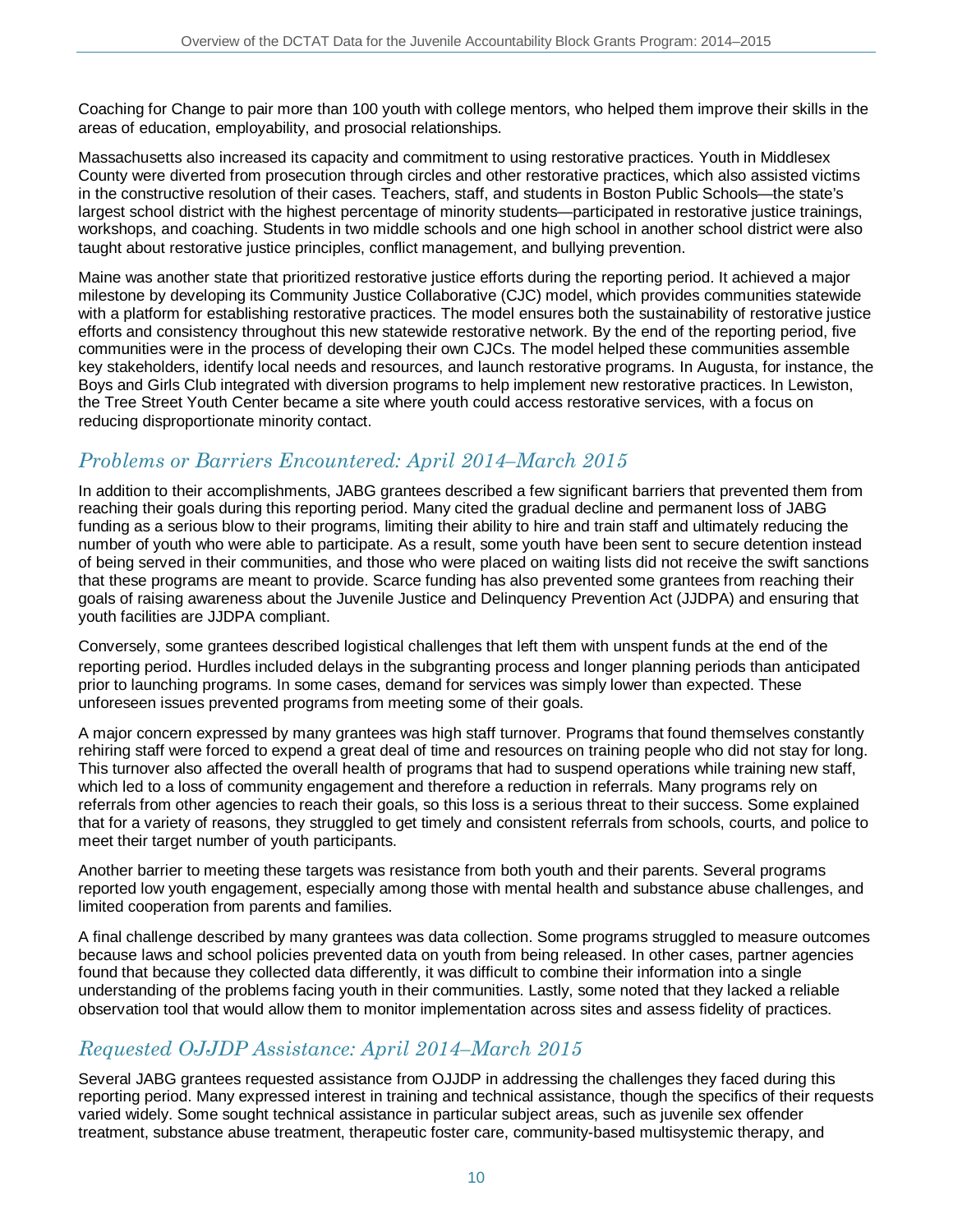Coaching for Change to pair more than 100 youth with college mentors, who helped them improve their skills in the areas of education, employability, and prosocial relationships.

Massachusetts also increased its capacity and commitment to using restorative practices. Youth in Middlesex County were diverted from prosecution through circles and other restorative practices, which also assisted victims in the constructive resolution of their cases. Teachers, staff, and students in Boston Public Schools—the state's largest school district with the highest percentage of minority students—participated in restorative justice trainings, workshops, and coaching. Students in two middle schools and one high school in another school district were also taught about restorative justice principles, conflict management, and bullying prevention.

Maine was another state that prioritized restorative justice efforts during the reporting period. It achieved a major milestone by developing its Community Justice Collaborative (CJC) model, which provides communities statewide with a platform for establishing restorative practices. The model ensures both the sustainability of restorative justice efforts and consistency throughout this new statewide restorative network. By the end of the reporting period, five communities were in the process of developing their own CJCs. The model helped these communities assemble key stakeholders, identify local needs and resources, and launch restorative programs. In Augusta, for instance, the Boys and Girls Club integrated with diversion programs to help implement new restorative practices. In Lewiston, the Tree Street Youth Center became a site where youth could access restorative services, with a focus on reducing disproportionate minority contact.

## *Problems or Barriers Encountered: April 2014–March 2015*

In addition to their accomplishments, JABG grantees described a few significant barriers that prevented them from reaching their goals during this reporting period. Many cited the gradual decline and permanent loss of JABG funding as a serious blow to their programs, limiting their ability to hire and train staff and ultimately reducing the number of youth who were able to participate. As a result, some youth have been sent to secure detention instead of being served in their communities, and those who were placed on waiting lists did not receive the swift sanctions that these programs are meant to provide. Scarce funding has also prevented some grantees from reaching their goals of raising awareness about the Juvenile Justice and Delinquency Prevention Act (JJDPA) and ensuring that youth facilities are JJDPA compliant.

Conversely, some grantees described logistical challenges that left them with unspent funds at the end of the reporting period. Hurdles included delays in the subgranting process and longer planning periods than anticipated prior to launching programs. In some cases, demand for services was simply lower than expected. These unforeseen issues prevented programs from meeting some of their goals.

A major concern expressed by many grantees was high staff turnover. Programs that found themselves constantly rehiring staff were forced to expend a great deal of time and resources on training people who did not stay for long. This turnover also affected the overall health of programs that had to suspend operations while training new staff, which led to a loss of community engagement and therefore a reduction in referrals. Many programs rely on referrals from other agencies to reach their goals, so this loss is a serious threat to their success. Some explained that for a variety of reasons, they struggled to get timely and consistent referrals from schools, courts, and police to meet their target number of youth participants.

Another barrier to meeting these targets was resistance from both youth and their parents. Several programs reported low youth engagement, especially among those with mental health and substance abuse challenges, and limited cooperation from parents and families.

A final challenge described by many grantees was data collection. Some programs struggled to measure outcomes because laws and school policies prevented data on youth from being released. In other cases, partner agencies found that because they collected data differently, it was difficult to combine their information into a single understanding of the problems facing youth in their communities. Lastly, some noted that they lacked a reliable observation tool that would allow them to monitor implementation across sites and assess fidelity of practices.

## *Requested OJJDP Assistance: April 2014–March 2015*

Several JABG grantees requested assistance from OJJDP in addressing the challenges they faced during this reporting period. Many expressed interest in training and technical assistance, though the specifics of their requests varied widely. Some sought technical assistance in particular subject areas, such as juvenile sex offender treatment, substance abuse treatment, therapeutic foster care, community-based multisystemic therapy, and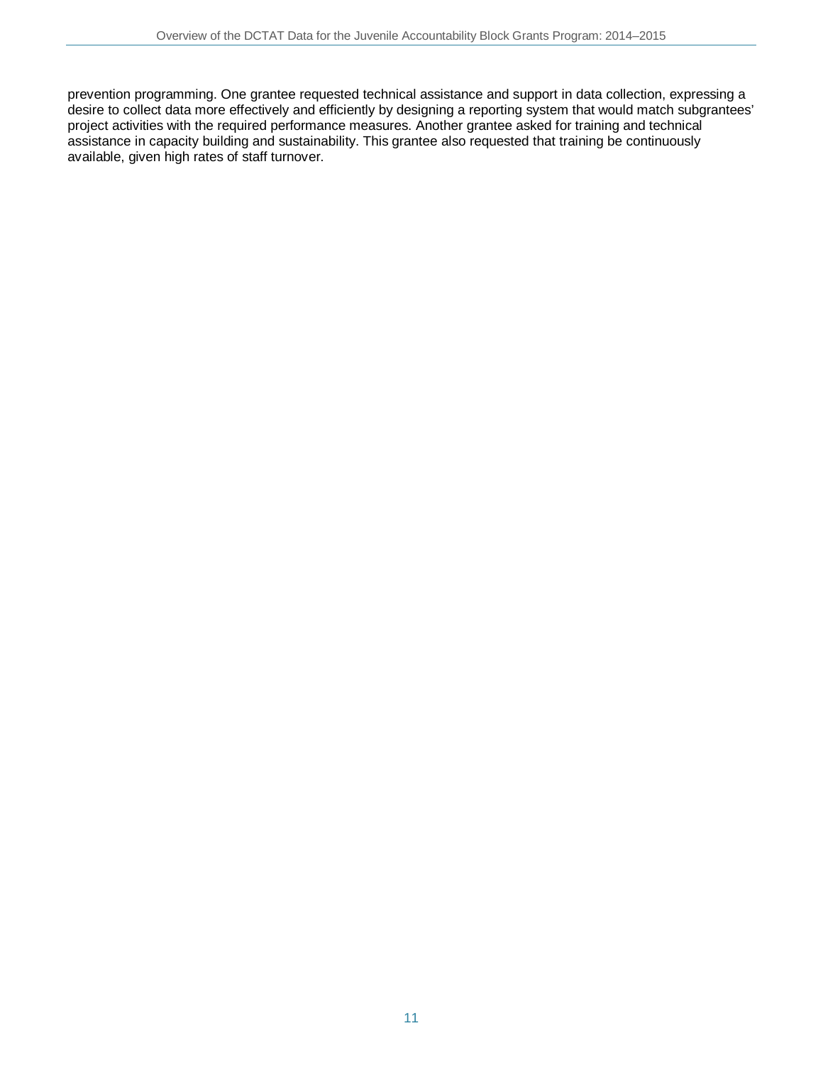prevention programming. One grantee requested technical assistance and support in data collection, expressing a desire to collect data more effectively and efficiently by designing a reporting system that would match subgrantees' project activities with the required performance measures. Another grantee asked for training and technical assistance in capacity building and sustainability. This grantee also requested that training be continuously available, given high rates of staff turnover.